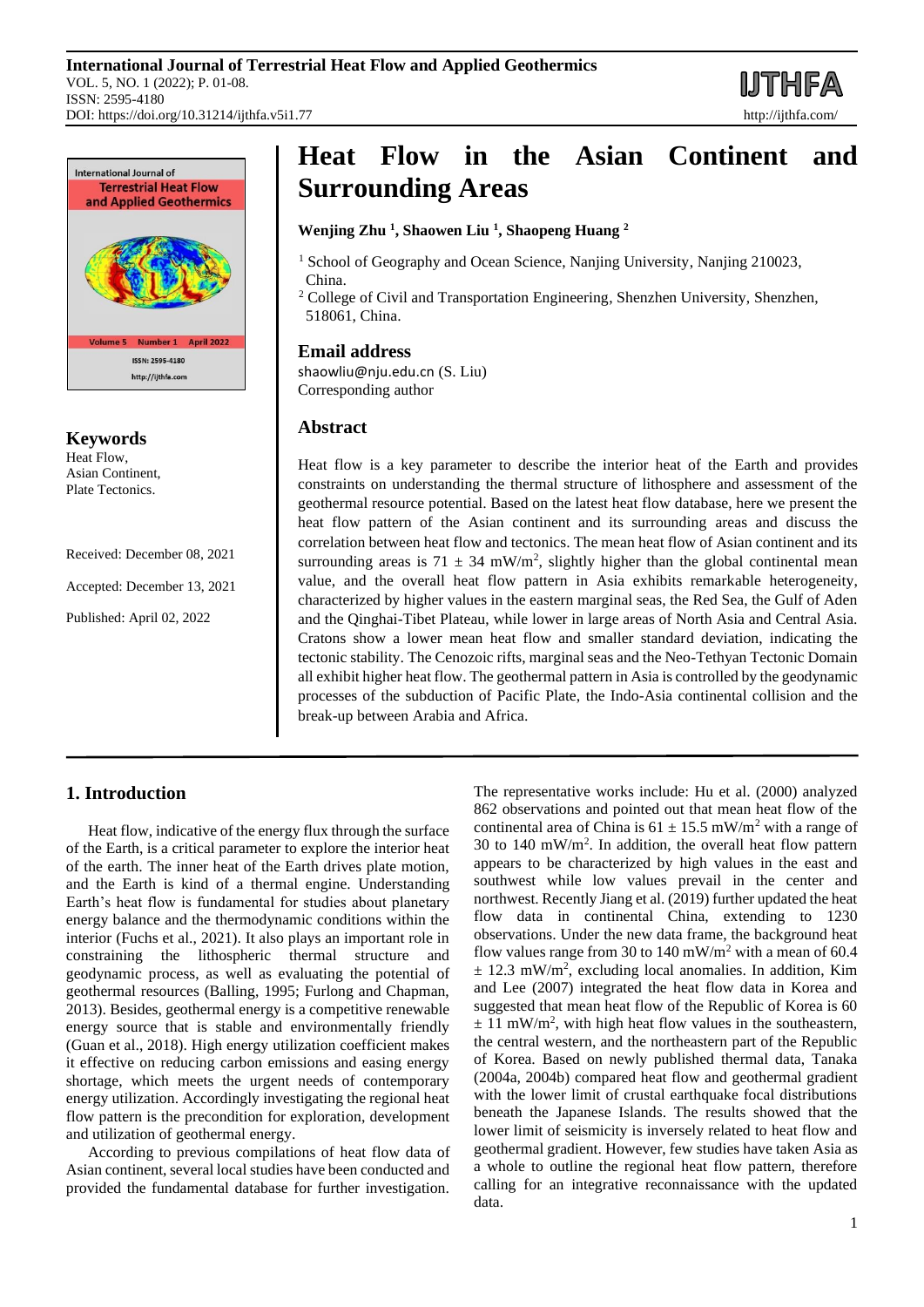# Heat Flow in the Asian Continent and Surrounding Areas

**Wenjing Zhu [1], Shaowen Liu [1], Shaopeng Huang [2]**

[1] School of Geography and Ocean Science, Nanjing University, Nanjing 210023, China.
[2] College of Civil and Transportation Engineering, Shenzhen University, Shenzhen, 518061, China.

## Email address

shaowliu@nju.edu.cn (S. Liu)
Corresponding author

## Keywords

Heat Flow,
Asian Continent,
Plate Tectonics.

Received: December 08, 2021

Accepted: December 13, 2021

Published: April 02, 2022

## Abstract

Heat flow is a key parameter to describe the interior heat of the Earth and provides constraints on understanding the thermal structure of lithosphere and assessment of the geothermal resource potential. Based on the latest heat flow database, here we present the heat flow pattern of the Asian continent and its surrounding areas and discuss the correlation between heat flow and tectonics. The mean heat flow of Asian continent and its surrounding areas is 71 ± 34 mW/m$^2$, slightly higher than the global continental mean value, and the overall heat flow pattern in Asia exhibits remarkable heterogeneity, characterized by higher values in the eastern marginal seas, the Red Sea, the Gulf of Aden and the Qinghai-Tibet Plateau, while lower in large areas of North Asia and Central Asia. Cratons show a lower mean heat flow and smaller standard deviation, indicating the tectonic stability. The Cenozoic rifts, marginal seas and the Neo-Tethyan Tectonic Domain all exhibit higher heat flow. The geothermal pattern in Asia is controlled by the geodynamic processes of the subduction of Pacific Plate, the Indo-Asia continental collision and the break-up between Arabia and Africa.

## 1. Introduction

Heat flow, indicative of the energy flux through the surface of the Earth, is a critical parameter to explore the interior heat of the earth. The inner heat of the Earth drives plate motion, and the Earth is kind of a thermal engine. Understanding Earth's heat flow is fundamental for studies about planetary energy balance and the thermodynamic conditions within the interior (Fuchs et al., 2021). It also plays an important role in constraining the lithospheric thermal structure and geodynamic process, as well as evaluating the potential of geothermal resources (Balling, 1995; Furlong and Chapman, 2013). Besides, geothermal energy is a competitive renewable energy source that is stable and environmentally friendly (Guan et al., 2018). High energy utilization coefficient makes it effective on reducing carbon emissions and easing energy shortage, which meets the urgent needs of contemporary energy utilization. Accordingly investigating the regional heat flow pattern is the precondition for exploration, development and utilization of geothermal energy.

According to previous compilations of heat flow data of Asian continent, several local studies have been conducted and provided the fundamental database for further investigation. The representative works include: Hu et al. (2000) analyzed 862 observations and pointed out that mean heat flow of the continental area of China is 61 ± 15.5 mW/m$^2$ with a range of 30 to 140 mW/m$^2$. In addition, the overall heat flow pattern appears to be characterized by high values in the east and southwest while low values prevail in the center and northwest. Recently Jiang et al. (2019) further updated the heat flow data in continental China, extending to 1230 observations. Under the new data frame, the background heat flow values range from 30 to 140 mW/m$^2$ with a mean of 60.4 ± 12.3 mW/m$^2$, excluding local anomalies. In addition, Kim and Lee (2007) integrated the heat flow data in Korea and suggested that mean heat flow of the Republic of Korea is 60 ± 11 mW/m$^2$, with high heat flow values in the southeastern, the central western, and the northeastern part of the Republic of Korea. Based on newly published thermal data, Tanaka (2004a, 2004b) compared heat flow and geothermal gradient with the lower limit of crustal earthquake focal distributions beneath the Japanese Islands. The results showed that the lower limit of seismicity is inversely related to heat flow and geothermal gradient. However, few studies have taken Asia as a whole to outline the regional heat flow pattern, therefore calling for an integrative reconnaissance with the updated data.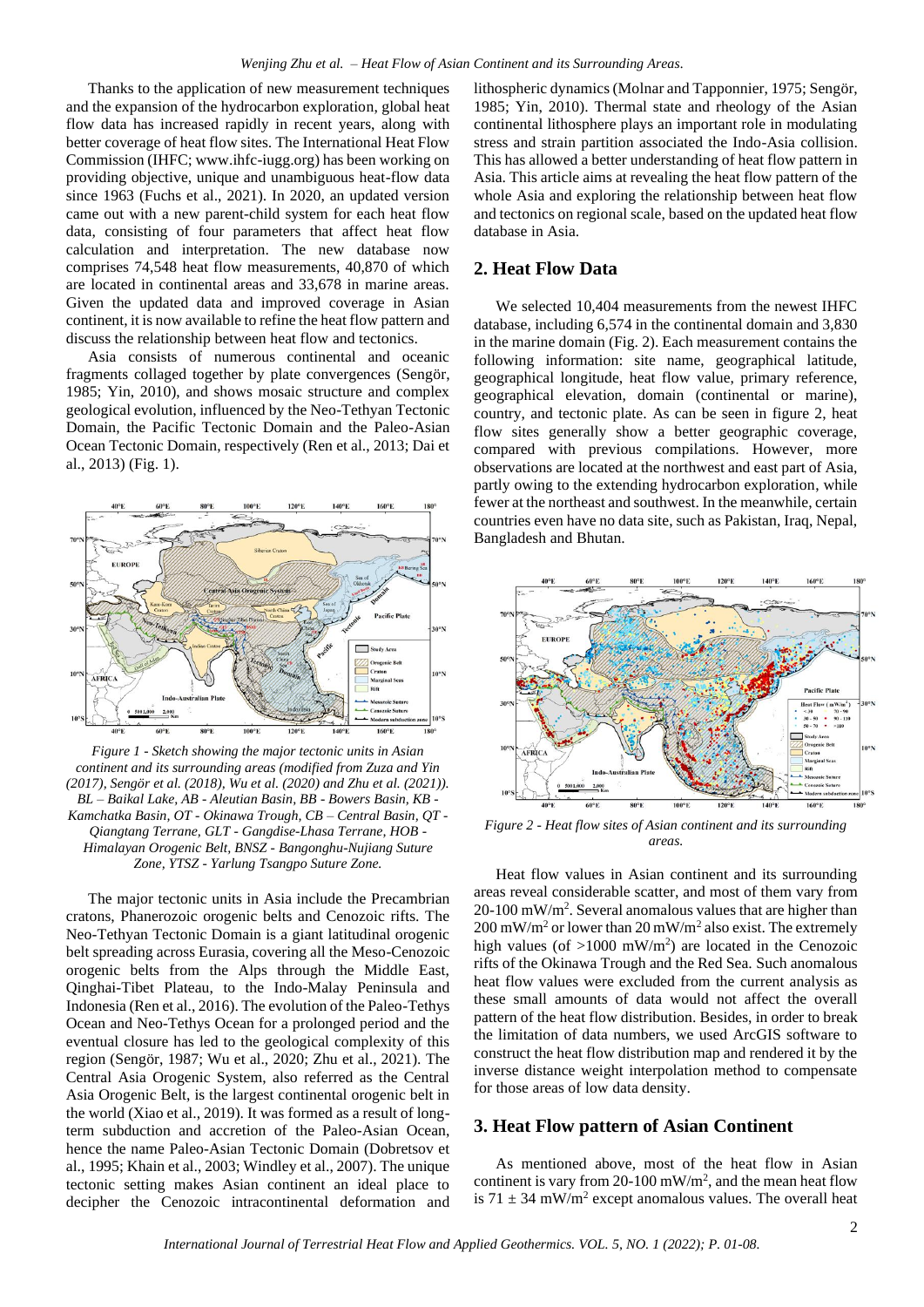Thanks to the application of new measurement techniques and the expansion of the hydrocarbon exploration, global heat flow data has increased rapidly in recent years, along with better coverage of heat flow sites. The International Heat Flow Commission (IHFC; www.ihfc-iugg.org) has been working on providing objective, unique and unambiguous heat-flow data since 1963 (Fuchs et al., 2021). In 2020, an updated version came out with a new parent-child system for each heat flow data, consisting of four parameters that affect heat flow calculation and interpretation. The new database now comprises 74,548 heat flow measurements, 40,870 of which are located in continental areas and 33,678 in marine areas. Given the updated data and improved coverage in Asian continent, it is now available to refine the heat flow pattern and discuss the relationship between heat flow and tectonics.

Asia consists of numerous continental and oceanic fragments collaged together by plate convergences (Sengör, 1985; Yin, 2010), and shows mosaic structure and complex geological evolution, influenced by the Neo-Tethyan Tectonic Domain, the Pacific Tectonic Domain and the Paleo-Asian Ocean Tectonic Domain, respectively (Ren et al., 2013; Dai et al., 2013) (Fig. 1).

*Figure 1 - Sketch showing the major tectonic units in Asian continent and its surrounding areas (modified from Zuza and Yin (2017), Sengör et al. (2018), Wu et al. (2020) and Zhu et al. (2021)). BL – Baikal Lake, AB - Aleutian Basin, BB - Bowers Basin, KB - Kamchatka Basin, OT - Okinawa Trough, CB – Central Basin, QT - Qiangtang Terrane, GLT - Gangdise-Lhasa Terrane, HOB - Himalayan Orogenic Belt, BNSZ - Bangonghu-Nujiang Suture Zone, YTSZ - Yarlung Tsangpo Suture Zone.*

The major tectonic units in Asia include the Precambrian cratons, Phanerozoic orogenic belts and Cenozoic rifts. The Neo-Tethyan Tectonic Domain is a giant latitudinal orogenic belt spreading across Eurasia, covering all the Meso-Cenozoic orogenic belts from the Alps through the Middle East, Qinghai-Tibet Plateau, to the Indo-Malay Peninsula and Indonesia (Ren et al., 2016). The evolution of the Paleo-Tethys Ocean and Neo-Tethys Ocean for a prolonged period and the eventual closure has led to the geological complexity of this region (Sengör, 1987; Wu et al., 2020; Zhu et al., 2021). The Central Asia Orogenic System, also referred as the Central Asia Orogenic Belt, is the largest continental orogenic belt in the world (Xiao et al., 2019). It was formed as a result of long-term subduction and accretion of the Paleo-Asian Ocean, hence the name Paleo-Asian Tectonic Domain (Dobretsov et al., 1995; Khain et al., 2003; Windley et al., 2007). The unique tectonic setting makes Asian continent an ideal place to decipher the Cenozoic intracontinental deformation and lithospheric dynamics (Molnar and Tapponnier, 1975; Sengör, 1985; Yin, 2010). Thermal state and rheology of the Asian continental lithosphere plays an important role in modulating stress and strain partition associated the Indo-Asia collision. This has allowed a better understanding of heat flow pattern in Asia. This article aims at revealing the heat flow pattern of the whole Asia and exploring the relationship between heat flow and tectonics on regional scale, based on the updated heat flow database in Asia.

## 2. Heat Flow Data

We selected 10,404 measurements from the newest IHFC database, including 6,574 in the continental domain and 3,830 in the marine domain (Fig. 2). Each measurement contains the following information: site name, geographical latitude, geographical longitude, heat flow value, primary reference, geographical elevation, domain (continental or marine), country, and tectonic plate. As can be seen in figure 2, heat flow sites generally show a better geographic coverage, compared with previous compilations. However, more observations are located at the northwest and east part of Asia, partly owing to the extending hydrocarbon exploration, while fewer at the northeast and southwest. In the meanwhile, certain countries even have no data site, such as Pakistan, Iraq, Nepal, Bangladesh and Bhutan.

*Figure 2 - Heat flow sites of Asian continent and its surrounding areas.*

Heat flow values in Asian continent and its surrounding areas reveal considerable scatter, and most of them vary from 20-100 $mW/m^2$. Several anomalous values that are higher than 200 $mW/m^2$ or lower than 20 $mW/m^2$ also exist. The extremely high values (of >1000 $mW/m^2$) are located in the Cenozoic rifts of the Okinawa Trough and the Red Sea. Such anomalous heat flow values were excluded from the current analysis as these small amounts of data would not affect the overall pattern of the heat flow distribution. Besides, in order to break the limitation of data numbers, we used ArcGIS software to construct the heat flow distribution map and rendered it by the inverse distance weight interpolation method to compensate for those areas of low data density.

## 3. Heat Flow pattern of Asian Continent

As mentioned above, most of the heat flow in Asian continent is vary from 20-100 $mW/m^2$, and the mean heat flow is $71 \pm 34$ $mW/m^2$ except anomalous values. The overall heat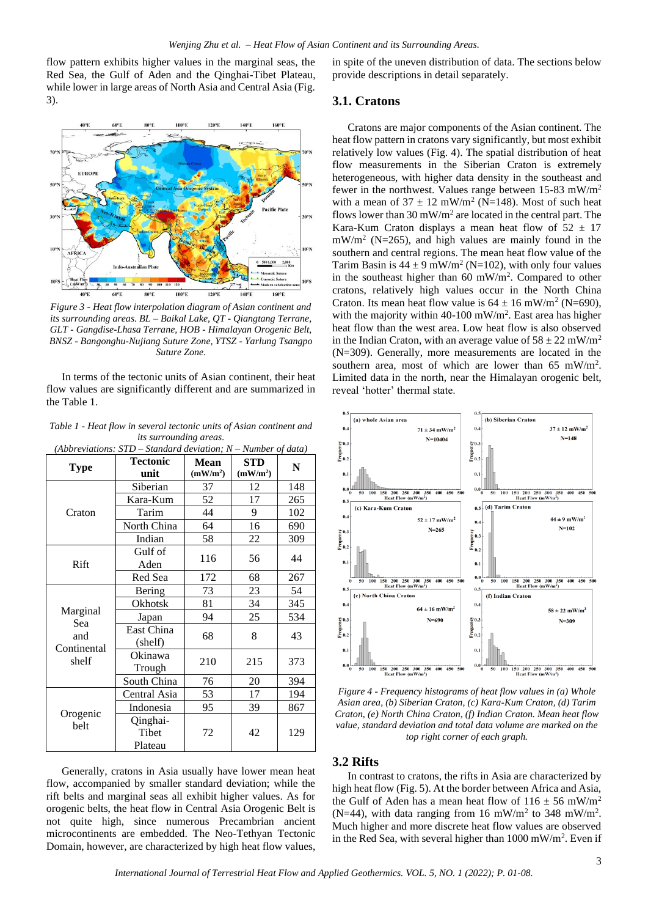flow pattern exhibits higher values in the marginal seas, the Red Sea, the Gulf of Aden and the Qinghai-Tibet Plateau, while lower in large areas of North Asia and Central Asia (Fig. 3).

*Figure 3 - Heat flow interpolation diagram of Asian continent and its surrounding areas. BL – Baikal Lake, QT - Qiangtang Terrane, GLT - Gangdise-Lhasa Terrane, HOB - Himalayan Orogenic Belt, BNSZ - Bangonghu-Nujiang Suture Zone, YTSZ - Yarlung Tsangpo Suture Zone.*

In terms of the tectonic units of Asian continent, their heat flow values are significantly different and are summarized in the Table 1.

*Table 1 - Heat flow in several tectonic units of Asian continent and its surrounding areas.*
*(Abbreviations: STD – Standard deviation; N – Number of data)*

| Type | Tectonic unit | Mean ($mW/m^2$) | STD ($mW/m^2$) | N |
|---|---|---|---|---|
| Craton | Siberian | 37 | 12 | 148 |
| | Kara-Kum | 52 | 17 | 265 |
| | Tarim | 44 | 9 | 102 |
| | North China | 64 | 16 | 690 |
| | Indian | 58 | 22 | 309 |
| Rift | Gulf of Aden | 116 | 56 | 44 |
| | Red Sea | 172 | 68 | 267 |
| Marginal Sea and Continental shelf | Bering | 73 | 23 | 54 |
| | Okhotsk | 81 | 34 | 345 |
| | Japan | 94 | 25 | 534 |
| | East China (shelf) | 68 | 8 | 43 |
| | Okinawa Trough | 210 | 215 | 373 |
| | South China | 76 | 20 | 394 |
| Orogenic belt | Central Asia | 53 | 17 | 194 |
| | Indonesia | 95 | 39 | 867 |
| | Qinghai-Tibet Plateau | 72 | 42 | 129 |

Generally, cratons in Asia usually have lower mean heat flow, accompanied by smaller standard deviation; while the rift belts and marginal seas all exhibit higher values. As for orogenic belts, the heat flow in Central Asia Orogenic Belt is not quite high, since numerous Precambrian ancient microcontinents are embedded. The Neo-Tethyan Tectonic Domain, however, are characterized by high heat flow values, in spite of the uneven distribution of data. The sections below provide descriptions in detail separately.

## 3.1. Cratons

Cratons are major components of the Asian continent. The heat flow pattern in cratons vary significantly, but most exhibit relatively low values (Fig. 4). The spatial distribution of heat flow measurements in the Siberian Craton is extremely heterogeneous, with higher data density in the southeast and fewer in the northwest. Values range between 15-83 $mW/m^2$ with a mean of 37 ± 12 $mW/m^2$ (N=148). Most of such heat flows lower than 30 $mW/m^2$ are located in the central part. The Kara-Kum Craton displays a mean heat flow of 52 ± 17 $mW/m^2$ (N=265), and high values are mainly found in the southern and central regions. The mean heat flow value of the Tarim Basin is 44 ± 9 $mW/m^2$ (N=102), with only four values in the southeast higher than 60 $mW/m^2$. Compared to other cratons, relatively high values occur in the North China Craton. Its mean heat flow value is 64 ± 16 $mW/m^2$ (N=690), with the majority within 40-100 $mW/m^2$. East area has higher heat flow than the west area. Low heat flow is also observed in the Indian Craton, with an average value of 58 ± 22 $mW/m^2$ (N=309). Generally, more measurements are located in the southern area, most of which are lower than 65 $mW/m^2$. Limited data in the north, near the Himalayan orogenic belt, reveal 'hotter' thermal state.

*Figure 4 - Frequency histograms of heat flow values in (a) Whole Asian area, (b) Siberian Craton, (c) Kara-Kum Craton, (d) Tarim Craton, (e) North China Craton, (f) Indian Craton. Mean heat flow value, standard deviation and total data volume are marked on the top right corner of each graph.*

## 3.2 Rifts

In contrast to cratons, the rifts in Asia are characterized by high heat flow (Fig. 5). At the border between Africa and Asia, the Gulf of Aden has a mean heat flow of 116 ± 56 $mW/m^2$ (N=44), with data ranging from 16 $mW/m^2$ to 348 $mW/m^2$. Much higher and more discrete heat flow values are observed in the Red Sea, with several higher than 1000 $mW/m^2$. Even if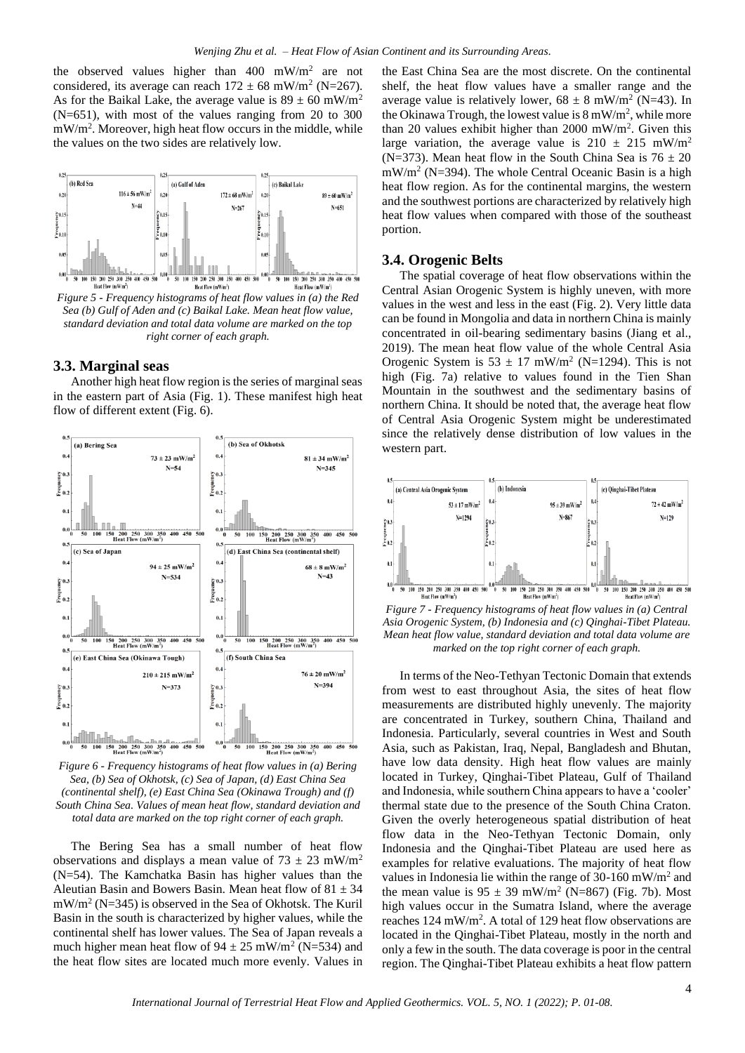the observed values higher than 400 $mW/m^2$ are not considered, its average can reach $172 \pm 68$ $mW/m^2$ (N=267). As for the Baikal Lake, the average value is $89 \pm 60$ $mW/m^2$ (N=651), with most of the values ranging from 20 to 300 $mW/m^2$. Moreover, high heat flow occurs in the middle, while the values on the two sides are relatively low.

*Figure 5 - Frequency histograms of heat flow values in (a) the Red Sea (b) Gulf of Aden and (c) Baikal Lake. Mean heat flow value, standard deviation and total data volume are marked on the top right corner of each graph.*

### 3.3. Marginal seas

Another high heat flow region is the series of marginal seas in the eastern part of Asia (Fig. 1). These manifest high heat flow of different extent (Fig. 6).

*Figure 6 - Frequency histograms of heat flow values in (a) Bering Sea, (b) Sea of Okhotsk, (c) Sea of Japan, (d) East China Sea (continental shelf), (e) East China Sea (Okinawa Trough) and (f) South China Sea. Values of mean heat flow, standard deviation and total data are marked on the top right corner of each graph.*

The Bering Sea has a small number of heat flow observations and displays a mean value of $73 \pm 23$ $mW/m^2$ (N=54). The Kamchatka Basin has higher values than the Aleutian Basin and Bowers Basin. Mean heat flow of $81 \pm 34$ $mW/m^2$ (N=345) is observed in the Sea of Okhotsk. The Kuril Basin in the south is characterized by higher values, while the continental shelf has lower values. The Sea of Japan reveals a much higher mean heat flow of $94 \pm 25$ $mW/m^2$ (N=534) and the heat flow sites are located much more evenly. Values in the East China Sea are the most discrete. On the continental shelf, the heat flow values have a smaller range and the average value is relatively lower, $68 \pm 8$ $mW/m^2$ (N=43). In the Okinawa Trough, the lowest value is 8 $mW/m^2$, while more than 20 values exhibit higher than 2000 $mW/m^2$. Given this large variation, the average value is $210 \pm 215$ $mW/m^2$ (N=373). Mean heat flow in the South China Sea is $76 \pm 20$ $mW/m^2$ (N=394). The whole Central Oceanic Basin is a high heat flow region. As for the continental margins, the western and the southwest portions are characterized by relatively high heat flow values when compared with those of the southeast portion.

### 3.4. Orogenic Belts

The spatial coverage of heat flow observations within the Central Asian Orogenic System is highly uneven, with more values in the west and less in the east (Fig. 2). Very little data can be found in Mongolia and data in northern China is mainly concentrated in oil-bearing sedimentary basins (Jiang et al., 2019). The mean heat flow value of the whole Central Asia Orogenic System is $53 \pm 17$ $mW/m^2$ (N=1294). This is not high (Fig. 7a) relative to values found in the Tien Shan Mountain in the southwest and the sedimentary basins of northern China. It should be noted that, the average heat flow of Central Asia Orogenic System might be underestimated since the relatively dense distribution of low values in the western part.

*Figure 7 - Frequency histograms of heat flow values in (a) Central Asia Orogenic System, (b) Indonesia and (c) Qinghai-Tibet Plateau. Mean heat flow value, standard deviation and total data volume are marked on the top right corner of each graph.*

In terms of the Neo-Tethyan Tectonic Domain that extends from west to east throughout Asia, the sites of heat flow measurements are distributed highly unevenly. The majority are concentrated in Turkey, southern China, Thailand and Indonesia. Particularly, several countries in West and South Asia, such as Pakistan, Iraq, Nepal, Bangladesh and Bhutan, have low data density. High heat flow values are mainly located in Turkey, Qinghai-Tibet Plateau, Gulf of Thailand and Indonesia, while southern China appears to have a 'cooler' thermal state due to the presence of the South China Craton. Given the overly heterogeneous spatial distribution of heat flow data in the Neo-Tethyan Tectonic Domain, only Indonesia and the Qinghai-Tibet Plateau are used here as examples for relative evaluations. The majority of heat flow values in Indonesia lie within the range of 30-160 $mW/m^2$ and the mean value is $95 \pm 39$ $mW/m^2$ (N=867) (Fig. 7b). Most high values occur in the Sumatra Island, where the average reaches 124 $mW/m^2$. A total of 129 heat flow observations are located in the Qinghai-Tibet Plateau, mostly in the north and only a few in the south. The data coverage is poor in the central region. The Qinghai-Tibet Plateau exhibits a heat flow pattern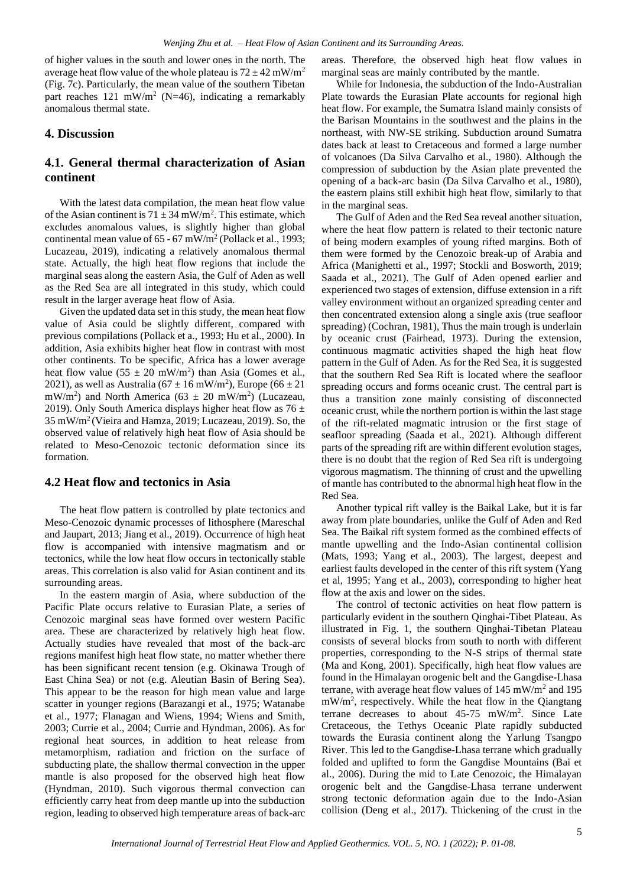of higher values in the south and lower ones in the north. The average heat flow value of the whole plateau is $72 \pm 42$ mW/m$^2$ (Fig. 7c). Particularly, the mean value of the southern Tibetan part reaches 121 mW/m$^2$ (N=46), indicating a remarkably anomalous thermal state.

## 4. Discussion

### 4.1. General thermal characterization of Asian continent

With the latest data compilation, the mean heat flow value of the Asian continent is $71 \pm 34$ mW/m$^2$. This estimate, which excludes anomalous values, is slightly higher than global continental mean value of 65 - 67 mW/m$^2$ (Pollack et al., 1993; Lucazeau, 2019), indicating a relatively anomalous thermal state. Actually, the high heat flow regions that include the marginal seas along the eastern Asia, the Gulf of Aden as well as the Red Sea are all integrated in this study, which could result in the larger average heat flow of Asia.

Given the updated data set in this study, the mean heat flow value of Asia could be slightly different, compared with previous compilations (Pollack et a., 1993; Hu et al., 2000). In addition, Asia exhibits higher heat flow in contrast with most other continents. To be specific, Africa has a lower average heat flow value ($55 \pm 20$ mW/m$^2$) than Asia (Gomes et al., 2021), as well as Australia ($67 \pm 16$ mW/m$^2$), Europe ($66 \pm 21$ mW/m$^2$) and North America ($63 \pm 20$ mW/m$^2$) (Lucazeau, 2019). Only South America displays higher heat flow as $76 \pm 35$ mW/m$^2$ (Vieira and Hamza, 2019; Lucazeau, 2019). So, the observed value of relatively high heat flow of Asia should be related to Meso-Cenozoic tectonic deformation since its formation.

### 4.2 Heat flow and tectonics in Asia

The heat flow pattern is controlled by plate tectonics and Meso-Cenozoic dynamic processes of lithosphere (Mareschal and Jaupart, 2013; Jiang et al., 2019). Occurrence of high heat flow is accompanied with intensive magmatism and or tectonics, while the low heat flow occurs in tectonically stable areas. This correlation is also valid for Asian continent and its surrounding areas.

In the eastern margin of Asia, where subduction of the Pacific Plate occurs relative to Eurasian Plate, a series of Cenozoic marginal seas have formed over western Pacific area. These are characterized by relatively high heat flow. Actually studies have revealed that most of the back-arc regions manifest high heat flow state, no matter whether there has been significant recent tension (e.g. Okinawa Trough of East China Sea) or not (e.g. Aleutian Basin of Bering Sea). This appear to be the reason for high mean value and large scatter in younger regions (Barazangi et al., 1975; Watanabe et al., 1977; Flanagan and Wiens, 1994; Wiens and Smith, 2003; Currie et al., 2004; Currie and Hyndman, 2006). As for regional heat sources, in addition to heat release from metamorphism, radiation and friction on the surface of subducting plate, the shallow thermal convection in the upper mantle is also proposed for the observed high heat flow (Hyndman, 2010). Such vigorous thermal convection can efficiently carry heat from deep mantle up into the subduction region, leading to observed high temperature areas of back-arc areas. Therefore, the observed high heat flow values in marginal seas are mainly contributed by the mantle.

While for Indonesia, the subduction of the Indo-Australian Plate towards the Eurasian Plate accounts for regional high heat flow. For example, the Sumatra Island mainly consists of the Barisan Mountains in the southwest and the plains in the northeast, with NW-SE striking. Subduction around Sumatra dates back at least to Cretaceous and formed a large number of volcanoes (Da Silva Carvalho et al., 1980). Although the compression of subduction by the Asian plate prevented the opening of a back-arc basin (Da Silva Carvalho et al., 1980), the eastern plains still exhibit high heat flow, similarly to that in the marginal seas.

The Gulf of Aden and the Red Sea reveal another situation, where the heat flow pattern is related to their tectonic nature of being modern examples of young rifted margins. Both of them were formed by the Cenozoic break-up of Arabia and Africa (Manighetti et al., 1997; Stockli and Bosworth, 2019; Saada et al., 2021). The Gulf of Aden opened earlier and experienced two stages of extension, diffuse extension in a rift valley environment without an organized spreading center and then concentrated extension along a single axis (true seafloor spreading) (Cochran, 1981), Thus the main trough is underlain by oceanic crust (Fairhead, 1973). During the extension, continuous magmatic activities shaped the high heat flow pattern in the Gulf of Aden. As for the Red Sea, it is suggested that the southern Red Sea Rift is located where the seafloor spreading occurs and forms oceanic crust. The central part is thus a transition zone mainly consisting of disconnected oceanic crust, while the northern portion is within the last stage of the rift-related magmatic intrusion or the first stage of seafloor spreading (Saada et al., 2021). Although different parts of the spreading rift are within different evolution stages, there is no doubt that the region of Red Sea rift is undergoing vigorous magmatism. The thinning of crust and the upwelling of mantle has contributed to the abnormal high heat flow in the Red Sea.

Another typical rift valley is the Baikal Lake, but it is far away from plate boundaries, unlike the Gulf of Aden and Red Sea. The Baikal rift system formed as the combined effects of mantle upwelling and the Indo-Asian continental collision (Mats, 1993; Yang et al., 2003). The largest, deepest and earliest faults developed in the center of this rift system (Yang et al, 1995; Yang et al., 2003), corresponding to higher heat flow at the axis and lower on the sides.

The control of tectonic activities on heat flow pattern is particularly evident in the southern Qinghai-Tibet Plateau. As illustrated in Fig. 1, the southern Qinghai-Tibetan Plateau consists of several blocks from south to north with different properties, corresponding to the N-S strips of thermal state (Ma and Kong, 2001). Specifically, high heat flow values are found in the Himalayan orogenic belt and the Gangdise-Lhasa terrane, with average heat flow values of 145 mW/m$^2$ and 195 mW/m$^2$, respectively. While the heat flow in the Qiangtang terrane decreases to about 45-75 mW/m$^2$. Since Late Cretaceous, the Tethys Oceanic Plate rapidly subducted towards the Eurasia continent along the Yarlung Tsangpo River. This led to the Gangdise-Lhasa terrane which gradually folded and uplifted to form the Gangdise Mountains (Bai et al., 2006). During the mid to Late Cenozoic, the Himalayan orogenic belt and the Gangdise-Lhasa terrane underwent strong tectonic deformation again due to the Indo-Asian collision (Deng et al., 2017). Thickening of the crust in the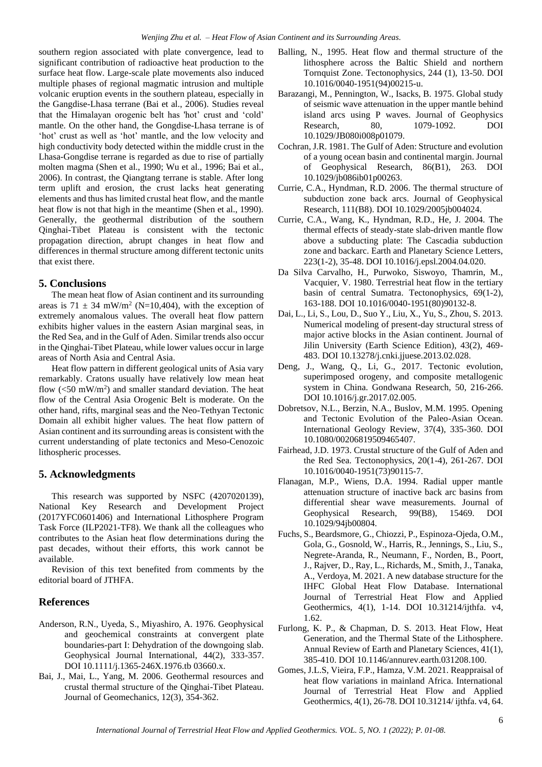southern region associated with plate convergence, lead to significant contribution of radioactive heat production to the surface heat flow. Large-scale plate movements also induced multiple phases of regional magmatic intrusion and multiple volcanic eruption events in the southern plateau, especially in the Gangdise-Lhasa terrane (Bai et al., 2006). Studies reveal that the Himalayan orogenic belt has 'hot' crust and 'cold' mantle. On the other hand, the Gongdise-Lhasa terrane is of 'hot' crust as well as 'hot' mantle, and the low velocity and high conductivity body detected within the middle crust in the Lhasa-Gongdise terrane is regarded as due to rise of partially molten magma (Shen et al., 1990; Wu et al., 1996; Bai et al., 2006). In contrast, the Qiangtang terrane is stable. After long term uplift and erosion, the crust lacks heat generating elements and thus has limited crustal heat flow, and the mantle heat flow is not that high in the meantime (Shen et al., 1990). Generally, the geothermal distribution of the southern Qinghai-Tibet Plateau is consistent with the tectonic propagation direction, abrupt changes in heat flow and differences in thermal structure among different tectonic units that exist there.

## 5. Conclusions

The mean heat flow of Asian continent and its surrounding areas is $71 \pm 34$ mW/m$^2$ (N=10,404), with the exception of extremely anomalous values. The overall heat flow pattern exhibits higher values in the eastern Asian marginal seas, in the Red Sea, and in the Gulf of Aden. Similar trends also occur in the Qinghai-Tibet Plateau, while lower values occur in large areas of North Asia and Central Asia.

Heat flow pattern in different geological units of Asia vary remarkably. Cratons usually have relatively low mean heat flow (<50 mW/m$^2$) and smaller standard deviation. The heat flow of the Central Asia Orogenic Belt is moderate. On the other hand, rifts, marginal seas and the Neo-Tethyan Tectonic Domain all exhibit higher values. The heat flow pattern of Asian continent and its surrounding areas is consistent with the current understanding of plate tectonics and Meso-Cenozoic lithospheric processes.

## 5. Acknowledgments

This research was supported by NSFC (4207020139), National Key Research and Development Project (2017YFC0601406) and International Lithosphere Program Task Force (ILP2021-TF8). We thank all the colleagues who contributes to the Asian heat flow determinations during the past decades, without their efforts, this work cannot be available.

Revision of this text benefited from comments by the editorial board of JTHFA.

## References

Anderson, R.N., Uyeda, S., Miyashiro, A. 1976. Geophysical and geochemical constraints at convergent plate boundaries-part I: Dehydration of the downgoing slab. Geophysical Journal International, 44(2), 333-357. DOI 10.1111/j.1365-246X.1976.tb 03660.x.

Bai, J., Mai, L., Yang, M. 2006. Geothermal resources and crustal thermal structure of the Qinghai-Tibet Plateau. Journal of Geomechanics, 12(3), 354-362.

Balling, N., 1995. Heat flow and thermal structure of the lithosphere across the Baltic Shield and northern Tornquist Zone. Tectonophysics, 244 (1), 13-50. DOI 10.1016/0040-1951(94)00215-u.

Barazangi, M., Pennington, W., Isacks, B. 1975. Global study of seismic wave attenuation in the upper mantle behind island arcs using P waves. Journal of Geophysics Research, 80, 1079-1092. DOI 10.1029/JB080i008p01079.

Cochran, J.R. 1981. The Gulf of Aden: Structure and evolution of a young ocean basin and continental margin. Journal of Geophysical Research, 86(B1), 263. DOI 10.1029/jb086ib01p00263.

Currie, C.A., Hyndman, R.D. 2006. The thermal structure of subduction zone back arcs. Journal of Geophysical Research, 111(B8). DOI 10.1029/2005jb004024.

Currie, C.A., Wang, K., Hyndman, R.D., He, J. 2004. The thermal effects of steady-state slab-driven mantle flow above a subducting plate: The Cascadia subduction zone and backarc. Earth and Planetary Science Letters, 223(1-2), 35-48. DOI 10.1016/j.epsl.2004.04.020.

Da Silva Carvalho, H., Purwoko, Siswoyo, Thamrin, M., Vacquier, V. 1980. Terrestrial heat flow in the tertiary basin of central Sumatra. Tectonophysics, 69(1-2), 163-188. DOI 10.1016/0040-1951(80)90132-8.

Dai, L., Li, S., Lou, D., Suo Y., Liu, X., Yu, S., Zhou, S. 2013. Numerical modeling of present-day structural stress of major active blocks in the Asian continent. Journal of Jilin University (Earth Science Edition), 43(2), 469-483. DOI 10.13278/j.cnki.jjuese.2013.02.028.

Deng, J., Wang, Q., Li, G., 2017. Tectonic evolution, superimposed orogeny, and composite metallogenic system in China. Gondwana Research, 50, 216-266. DOI 10.1016/j.gr.2017.02.005.

Dobretsov, N.L., Berzin, N.A., Buslov, M.M. 1995. Opening and Tectonic Evolution of the Paleo-Asian Ocean. International Geology Review, 37(4), 335-360. DOI 10.1080/00206819509465407.

Fairhead, J.D. 1973. Crustal structure of the Gulf of Aden and the Red Sea. Tectonophysics, 20(1-4), 261-267. DOI 10.1016/0040-1951(73)90115-7.

Flanagan, M.P., Wiens, D.A. 1994. Radial upper mantle attenuation structure of inactive back arc basins from differential shear wave measurements. Journal of Geophysical Research, 99(B8), 15469. DOI 10.1029/94jb00804.

Fuchs, S., Beardsmore, G., Chiozzi, P., Espinoza-Ojeda, O.M., Gola, G., Gosnold, W., Harris, R., Jennings, S., Liu, S., Negrete-Aranda, R., Neumann, F., Norden, B., Poort, J., Rajver, D., Ray, L., Richards, M., Smith, J., Tanaka, A., Verdoya, M. 2021. A new database structure for the IHFC Global Heat Flow Database. International Journal of Terrestrial Heat Flow and Applied Geothermics, 4(1), 1-14. DOI 10.31214/ijthfa. v4, 1.62.

Furlong, K. P., & Chapman, D. S. 2013. Heat Flow, Heat Generation, and the Thermal State of the Lithosphere. Annual Review of Earth and Planetary Sciences, 41(1), 385-410. DOI 10.1146/annurev.earth.031208.100.

Gomes, J.L.S, Vieira, F.P., Hamza, V.M. 2021. Reappraisal of heat flow variations in mainland Africa. International Journal of Terrestrial Heat Flow and Applied Geothermics, 4(1), 26-78. DOI 10.31214/ ijthfa. v4, 64.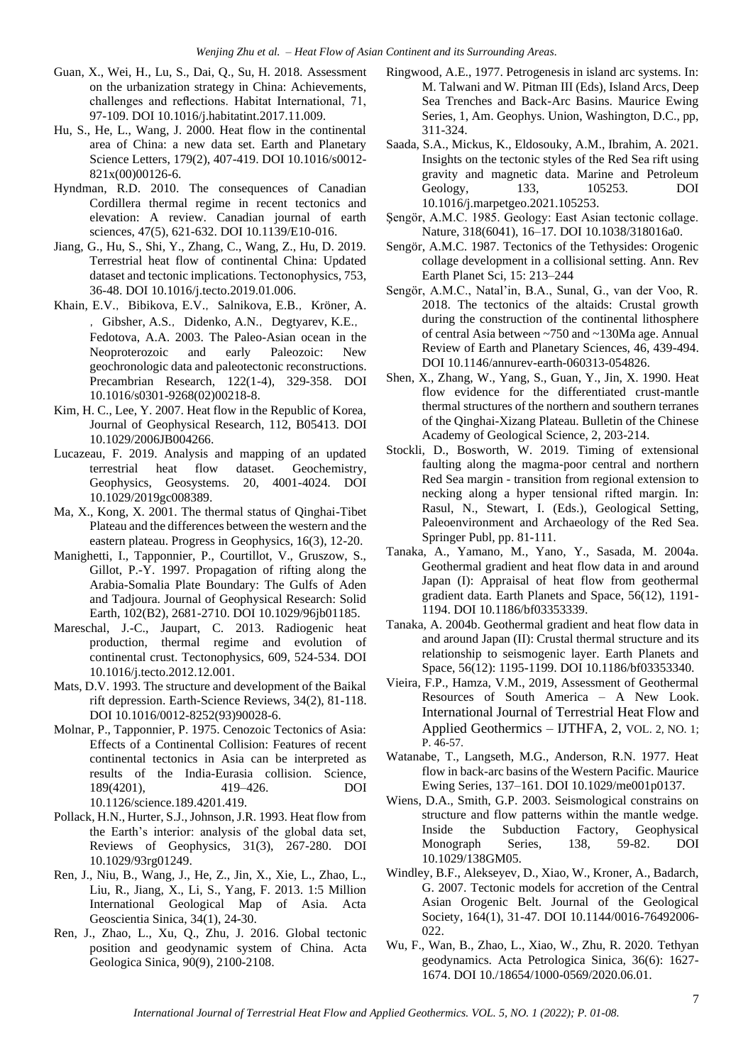Guan, X., Wei, H., Lu, S., Dai, Q., Su, H. 2018. Assessment on the urbanization strategy in China: Achievements, challenges and reflections. Habitat International, 71, 97-109. DOI 10.1016/j.habitatint.2017.11.009.

Hu, S., He, L., Wang, J. 2000. Heat flow in the continental area of China: a new data set. Earth and Planetary Science Letters, 179(2), 407-419. DOI 10.1016/s0012-821x(00)00126-6.

Hyndman, R.D. 2010. The consequences of Canadian Cordillera thermal regime in recent tectonics and elevation: A review. Canadian journal of earth sciences, 47(5), 621-632. DOI 10.1139/E10-016.

Jiang, G., Hu, S., Shi, Y., Zhang, C., Wang, Z., Hu, D. 2019. Terrestrial heat flow of continental China: Updated dataset and tectonic implications. Tectonophysics, 753, 36-48. DOI 10.1016/j.tecto.2019.01.006.

Khain, E.V., Bibikova, E.V., Salnikova, E.B., Kröner, A., Gibsher, A.S., Didenko, A.N., Degtyarev, K.E., Fedotova, A.A. 2003. The Paleo-Asian ocean in the Neoproterozoic and early Paleozoic: New geochronologic data and paleotectonic reconstructions. Precambrian Research, 122(1-4), 329-358. DOI 10.1016/s0301-9268(02)00218-8.

Kim, H. C., Lee, Y. 2007. Heat flow in the Republic of Korea, Journal of Geophysical Research, 112, B05413. DOI 10.1029/2006JB004266.

Lucazeau, F. 2019. Analysis and mapping of an updated terrestrial heat flow dataset. Geochemistry, Geophysics, Geosystems. 20, 4001-4024. DOI 10.1029/2019gc008389.

Ma, X., Kong, X. 2001. The thermal status of Qinghai-Tibet Plateau and the differences between the western and the eastern plateau. Progress in Geophysics, 16(3), 12-20.

Manighetti, I., Tapponnier, P., Courtillot, V., Gruszow, S., Gillot, P.-Y. 1997. Propagation of rifting along the Arabia-Somalia Plate Boundary: The Gulfs of Aden and Tadjoura. Journal of Geophysical Research: Solid Earth, 102(B2), 2681-2710. DOI 10.1029/96jb01185.

Mareschal, J.-C., Jaupart, C. 2013. Radiogenic heat production, thermal regime and evolution of continental crust. Tectonophysics, 609, 524-534. DOI 10.1016/j.tecto.2012.12.001.

Mats, D.V. 1993. The structure and development of the Baikal rift depression. Earth-Science Reviews, 34(2), 81-118. DOI 10.1016/0012-8252(93)90028-6.

Molnar, P., Tapponnier, P. 1975. Cenozoic Tectonics of Asia: Effects of a Continental Collision: Features of recent continental tectonics in Asia can be interpreted as results of the India-Eurasia collision. Science, 189(4201), 419–426. DOI 10.1126/science.189.4201.419.

Pollack, H.N., Hurter, S.J., Johnson, J.R. 1993. Heat flow from the Earth's interior: analysis of the global data set, Reviews of Geophysics, 31(3), 267-280. DOI 10.1029/93rg01249.

Ren, J., Niu, B., Wang, J., He, Z., Jin, X., Xie, L., Zhao, L., Liu, R., Jiang, X., Li, S., Yang, F. 2013. 1:5 Million International Geological Map of Asia. Acta Geoscientia Sinica, 34(1), 24-30.

Ren, J., Zhao, L., Xu, Q., Zhu, J. 2016. Global tectonic position and geodynamic system of China. Acta Geologica Sinica, 90(9), 2100-2108.

Ringwood, A.E., 1977. Petrogenesis in island arc systems. In: M. Talwani and W. Pitman III (Eds), Island Arcs, Deep Sea Trenches and Back-Arc Basins. Maurice Ewing Series, 1, Am. Geophys. Union, Washington, D.C., pp, 311-324.

Saada, S.A., Mickus, K., Eldosouky, A.M., Ibrahim, A. 2021. Insights on the tectonic styles of the Red Sea rift using gravity and magnetic data. Marine and Petroleum Geology, 133, 105253. DOI 10.1016/j.marpetgeo.2021.105253.

Şengör, A.M.C. 1985. Geology: East Asian tectonic collage. Nature, 318(6041), 16–17. DOI 10.1038/318016a0.

Sengör, A.M.C. 1987. Tectonics of the Tethysides: Orogenic collage development in a collisional setting. Ann. Rev Earth Planet Sci, 15: 213–244

Sengör, A.M.C., Natal'in, B.A., Sunal, G., van der Voo, R. 2018. The tectonics of the altaids: Crustal growth during the construction of the continental lithosphere of central Asia between ~750 and ~130Ma age. Annual Review of Earth and Planetary Sciences, 46, 439-494. DOI 10.1146/annurev-earth-060313-054826.

Shen, X., Zhang, W., Yang, S., Guan, Y., Jin, X. 1990. Heat flow evidence for the differentiated crust-mantle thermal structures of the northern and southern terranes of the Qinghai-Xizang Plateau. Bulletin of the Chinese Academy of Geological Science, 2, 203-214.

Stockli, D., Bosworth, W. 2019. Timing of extensional faulting along the magma-poor central and northern Red Sea margin - transition from regional extension to necking along a hyper tensional rifted margin. In: Rasul, N., Stewart, I. (Eds.), Geological Setting, Paleoenvironment and Archaeology of the Red Sea. Springer Publ, pp. 81-111.

Tanaka, A., Yamano, M., Yano, Y., Sasada, M. 2004a. Geothermal gradient and heat flow data in and around Japan (I): Appraisal of heat flow from geothermal gradient data. Earth Planets and Space, 56(12), 1191-1194. DOI 10.1186/bf03353339.

Tanaka, A. 2004b. Geothermal gradient and heat flow data in and around Japan (II): Crustal thermal structure and its relationship to seismogenic layer. Earth Planets and Space, 56(12): 1195-1199. DOI 10.1186/bf03353340.

Vieira, F.P., Hamza, V.M., 2019, Assessment of Geothermal Resources of South America – A New Look. International Journal of Terrestrial Heat Flow and Applied Geothermics – IJTHFA, 2, VOL. 2, NO. 1; P. 46-57.

Watanabe, T., Langseth, M.G., Anderson, R.N. 1977. Heat flow in back-arc basins of the Western Pacific. Maurice Ewing Series, 137–161. DOI 10.1029/me001p0137.

Wiens, D.A., Smith, G.P. 2003. Seismological constrains on structure and flow patterns within the mantle wedge. Inside the Subduction Factory, Geophysical Monograph Series, 138, 59-82. DOI 10.1029/138GM05.

Windley, B.F., Alekseyev, D., Xiao, W., Kroner, A., Badarch, G. 2007. Tectonic models for accretion of the Central Asian Orogenic Belt. Journal of the Geological Society, 164(1), 31-47. DOI 10.1144/0016-76492006-022.

Wu, F., Wan, B., Zhao, L., Xiao, W., Zhu, R. 2020. Tethyan geodynamics. Acta Petrologica Sinica, 36(6): 1627-1674. DOI 10./18654/1000-0569/2020.06.01.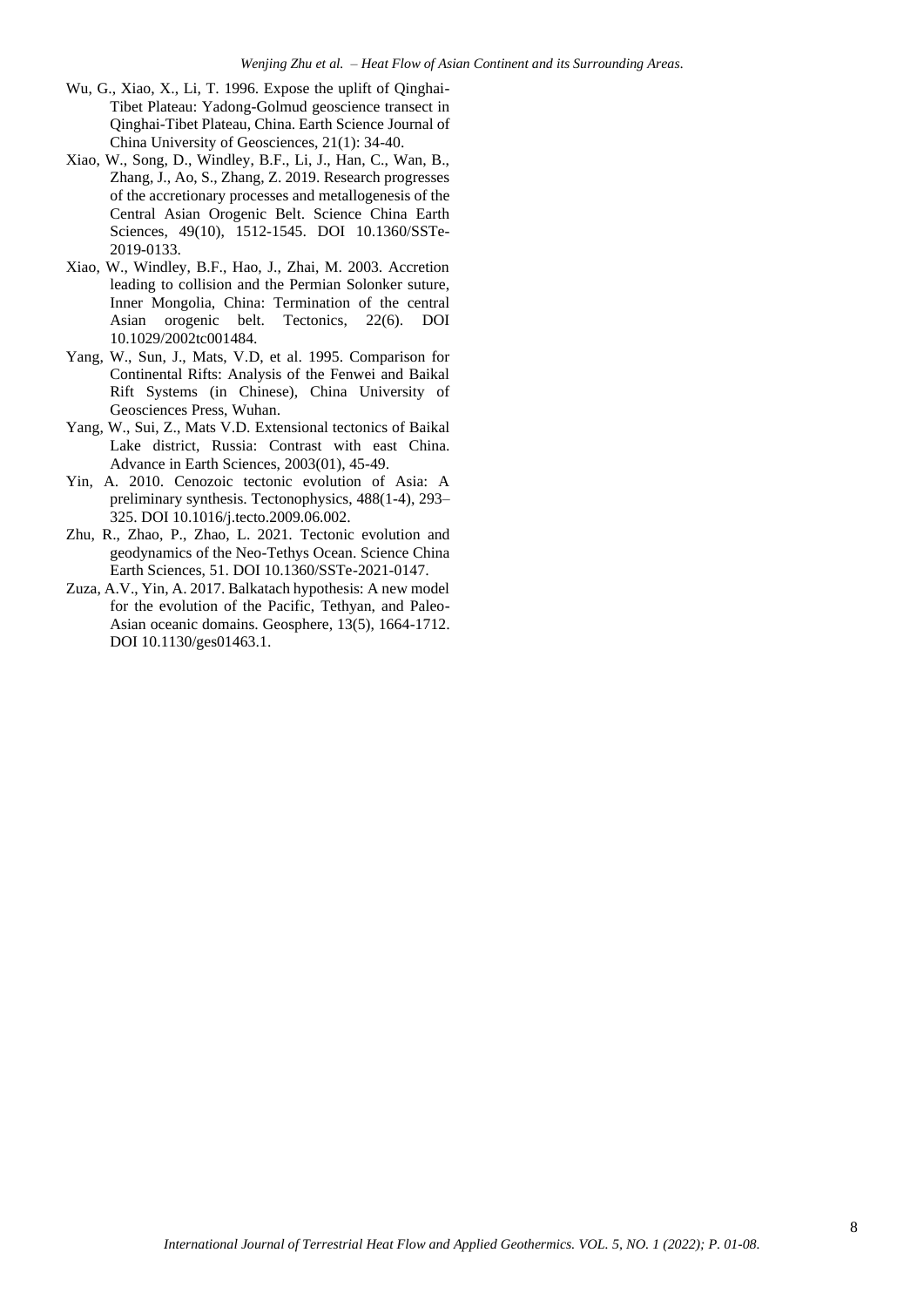Wu, G., Xiao, X., Li, T. 1996. Expose the uplift of Qinghai-Tibet Plateau: Yadong-Golmud geoscience transect in Qinghai-Tibet Plateau, China. Earth Science Journal of China University of Geosciences, 21(1): 34-40.

Xiao, W., Song, D., Windley, B.F., Li, J., Han, C., Wan, B., Zhang, J., Ao, S., Zhang, Z. 2019. Research progresses of the accretionary processes and metallogenesis of the Central Asian Orogenic Belt. Science China Earth Sciences, 49(10), 1512-1545. DOI 10.1360/SSTe-2019-0133.

Xiao, W., Windley, B.F., Hao, J., Zhai, M. 2003. Accretion leading to collision and the Permian Solonker suture, Inner Mongolia, China: Termination of the central Asian orogenic belt. Tectonics, 22(6). DOI 10.1029/2002tc001484.

Yang, W., Sun, J., Mats, V.D, et al. 1995. Comparison for Continental Rifts: Analysis of the Fenwei and Baikal Rift Systems (in Chinese), China University of Geosciences Press, Wuhan.

Yang, W., Sui, Z., Mats V.D. Extensional tectonics of Baikal Lake district, Russia: Contrast with east China. Advance in Earth Sciences, 2003(01), 45-49.

Yin, A. 2010. Cenozoic tectonic evolution of Asia: A preliminary synthesis. Tectonophysics, 488(1-4), 293–325. DOI 10.1016/j.tecto.2009.06.002.

Zhu, R., Zhao, P., Zhao, L. 2021. Tectonic evolution and geodynamics of the Neo-Tethys Ocean. Science China Earth Sciences, 51. DOI 10.1360/SSTe-2021-0147.

Zuza, A.V., Yin, A. 2017. Balkatach hypothesis: A new model for the evolution of the Pacific, Tethyan, and Paleo-Asian oceanic domains. Geosphere, 13(5), 1664-1712. DOI 10.1130/ges01463.1.